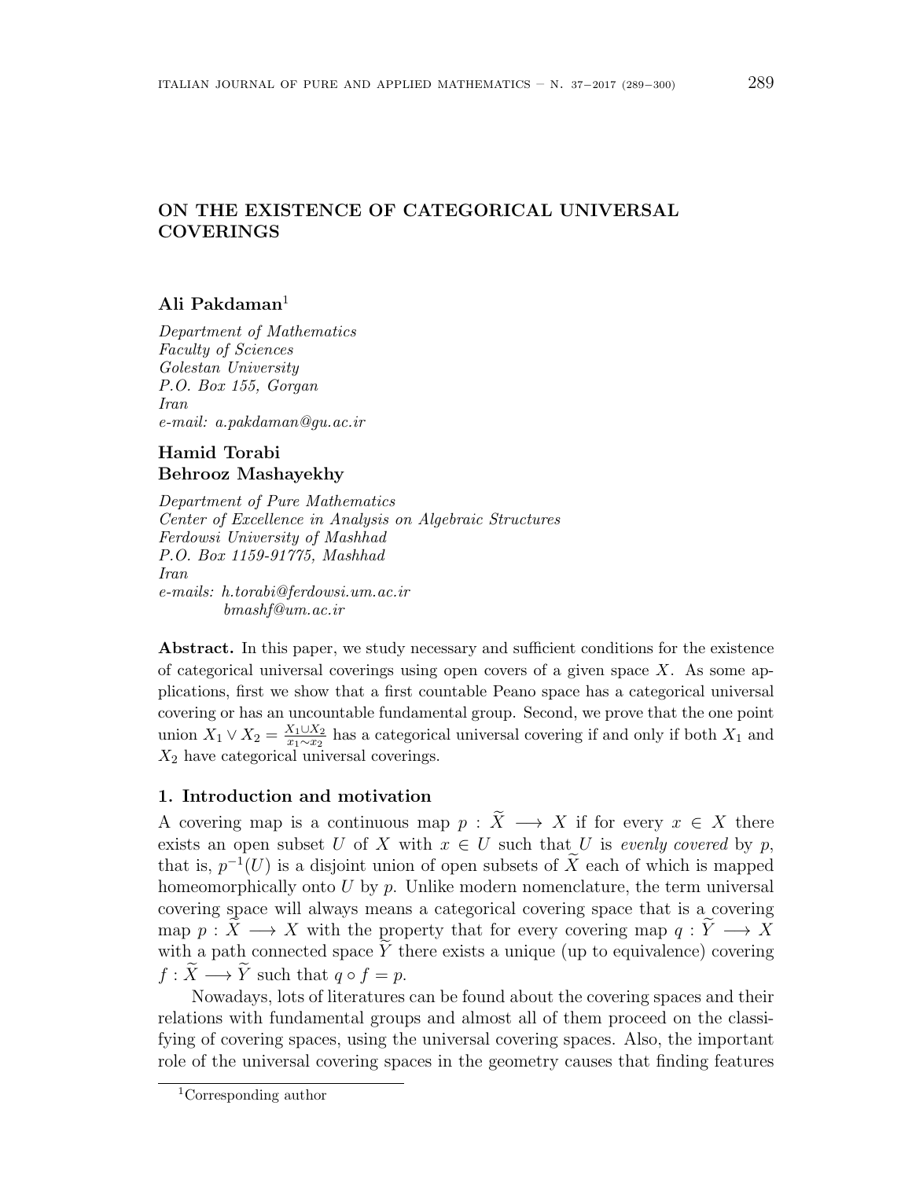# ON THE EXISTENCE OF CATEGORICAL UNIVERSAL COVERINGS

**Ali Pakdaman**[1]

*Department of Mathematics*
*Faculty of Sciences*
*Golestan University*
*P.O. Box 155, Gorgan*
*Iran*
*e-mail: a.pakdaman@gu.ac.ir*

**Hamid Torabi**
**Behrooz Mashayekhy**

*Department of Pure Mathematics*
*Center of Excellence in Analysis on Algebraic Structures*
*Ferdowsi University of Mashhad*
*P.O. Box 1159-91775, Mashhad*
*Iran*
*e-mails: h.torabi@ferdowsi.um.ac.ir*
*bmashf@um.ac.ir*

**Abstract.** In this paper, we study necessary and sufficient conditions for the existence of categorical universal coverings using open covers of a given space $X$. As some applications, first we show that a first countable Peano space has a categorical universal covering or has an uncountable fundamental group. Second, we prove that the one point union $X_1 \vee X_2 = \frac{X_1 \cup X_2}{x_1 \sim x_2}$ has a categorical universal covering if and only if both $X_1$ and $X_2$ have categorical universal coverings.

## 1. Introduction and motivation

A covering map is a continuous map $p : \widetilde{X} \longrightarrow X$ if for every $x \in X$ there exists an open subset $U$ of $X$ with $x \in U$ such that $U$ is *evenly covered* by $p$, that is, $p^{-1}(U)$ is a disjoint union of open subsets of $\widetilde{X}$ each of which is mapped homeomorphically onto $U$ by $p$. Unlike modern nomenclature, the term universal covering space will always means a categorical covering space that is a covering map $p : \widetilde{X} \longrightarrow X$ with the property that for every covering map $q : \widetilde{Y} \longrightarrow X$ with a path connected space $\widetilde{Y}$ there exists a unique (up to equivalence) covering $f : \widetilde{X} \longrightarrow \widetilde{Y}$ such that $q \circ f = p$.

Nowadays, lots of literatures can be found about the covering spaces and their relations with fundamental groups and almost all of them proceed on the classifying of covering spaces, using the universal covering spaces. Also, the important role of the universal covering spaces in the geometry causes that finding features

[1] Corresponding author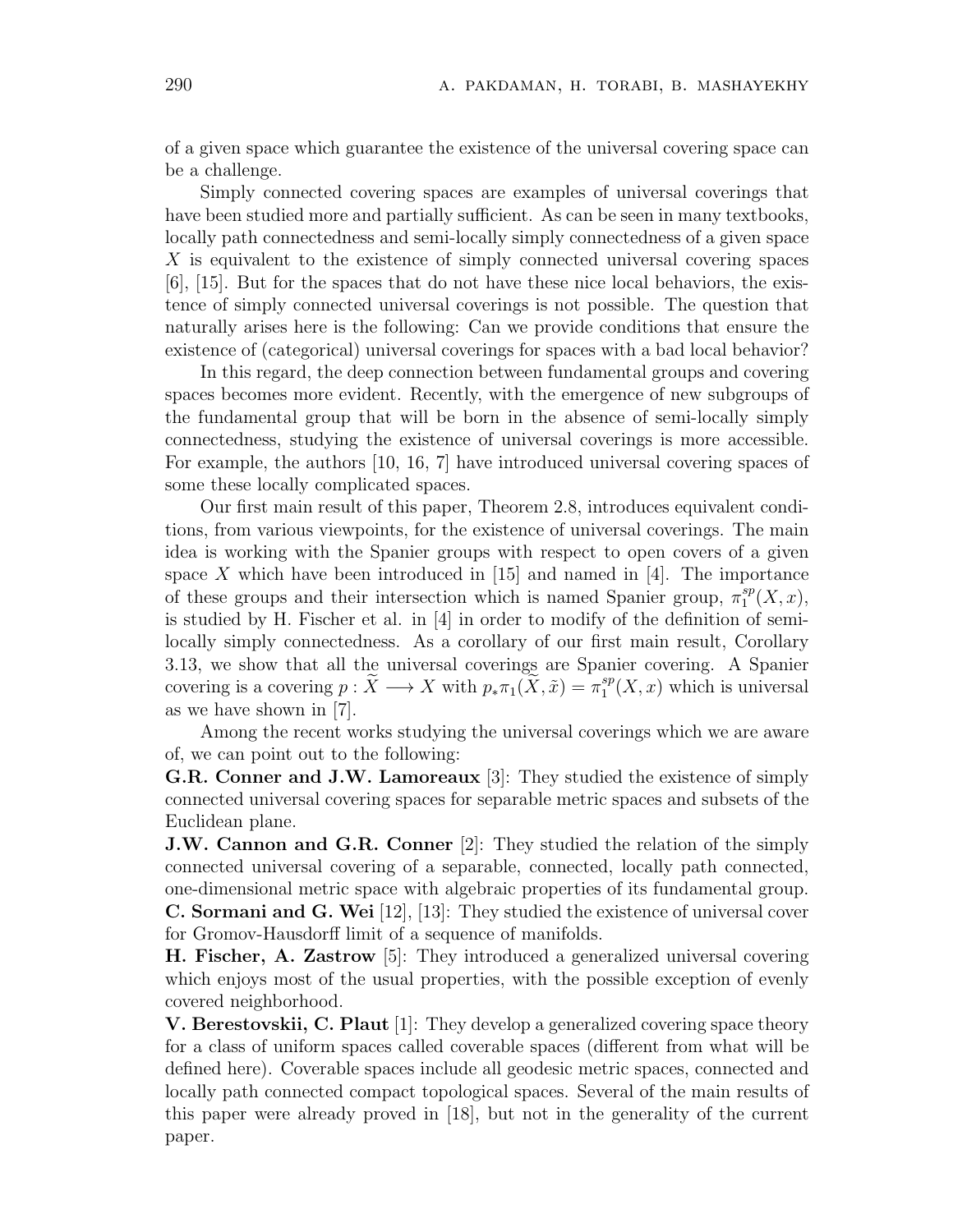of a given space which guarantee the existence of the universal covering space can be a challenge.

Simply connected covering spaces are examples of universal coverings that have been studied more and partially sufficient. As can be seen in many textbooks, locally path connectedness and semi-locally simply connectedness of a given space $X$ is equivalent to the existence of simply connected universal covering spaces [6], [15]. But for the spaces that do not have these nice local behaviors, the existence of simply connected universal coverings is not possible. The question that naturally arises here is the following: Can we provide conditions that ensure the existence of (categorical) universal coverings for spaces with a bad local behavior?

In this regard, the deep connection between fundamental groups and covering spaces becomes more evident. Recently, with the emergence of new subgroups of the fundamental group that will be born in the absence of semi-locally simply connectedness, studying the existence of universal coverings is more accessible. For example, the authors [10, 16, 7] have introduced universal covering spaces of some these locally complicated spaces.

Our first main result of this paper, Theorem 2.8, introduces equivalent conditions, from various viewpoints, for the existence of universal coverings. The main idea is working with the Spanier groups with respect to open covers of a given space $X$ which have been introduced in [15] and named in [4]. The importance of these groups and their intersection which is named Spanier group, $\pi_1^{sp}(X,x)$, is studied by H. Fischer et al. in [4] in order to modify of the definition of semi-locally simply connectedness. As a corollary of our first main result, Corollary 3.13, we show that all the universal coverings are Spanier covering. A Spanier covering is a covering $p : \widetilde{X} \longrightarrow X$ with $p_*\pi_1(\widetilde{X},\tilde{x}) = \pi_1^{sp}(X,x)$ which is universal as we have shown in [7].

Among the recent works studying the universal coverings which we are aware of, we can point out to the following:

**G.R. Conner and J.W. Lamoreaux** [3]: They studied the existence of simply connected universal covering spaces for separable metric spaces and subsets of the Euclidean plane.

**J.W. Cannon and G.R. Conner** [2]: They studied the relation of the simply connected universal covering of a separable, connected, locally path connected, one-dimensional metric space with algebraic properties of its fundamental group.

**C. Sormani and G. Wei** [12], [13]: They studied the existence of universal cover for Gromov-Hausdorff limit of a sequence of manifolds.

**H. Fischer, A. Zastrow** [5]: They introduced a generalized universal covering which enjoys most of the usual properties, with the possible exception of evenly covered neighborhood.

**V. Berestovskii, C. Plaut** [1]: They develop a generalized covering space theory for a class of uniform spaces called coverable spaces (different from what will be defined here). Coverable spaces include all geodesic metric spaces, connected and locally path connected compact topological spaces. Several of the main results of this paper were already proved in [18], but not in the generality of the current paper.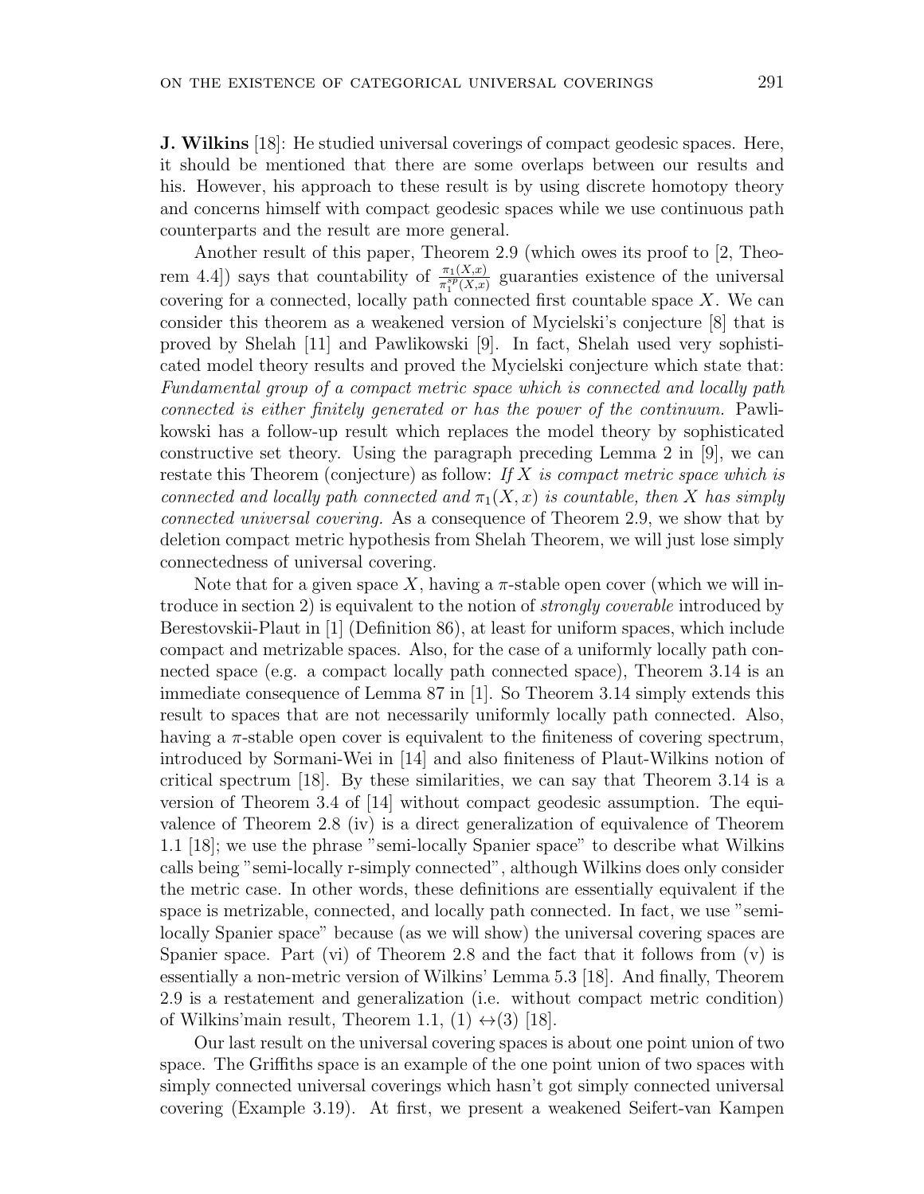**J. Wilkins** [18]: He studied universal coverings of compact geodesic spaces. Here, it should be mentioned that there are some overlaps between our results and his. However, his approach to these result is by using discrete homotopy theory and concerns himself with compact geodesic spaces while we use continuous path counterparts and the result are more general.

Another result of this paper, Theorem 2.9 (which owes its proof to [2, Theorem 4.4]) says that countability of $\frac{\pi_1(X,x)}{\pi_1^{sp}(X,x)}$ guaranties existence of the universal covering for a connected, locally path connected first countable space $X$. We can consider this theorem as a weakened version of Mycielski's conjecture [8] that is proved by Shelah [11] and Pawlikowski [9]. In fact, Shelah used very sophisticated model theory results and proved the Mycielski conjecture which state that: *Fundamental group of a compact metric space which is connected and locally path connected is either finitely generated or has the power of the continuum.* Pawlikowski has a follow-up result which replaces the model theory by sophisticated constructive set theory. Using the paragraph preceding Lemma 2 in [9], we can restate this Theorem (conjecture) as follow: *If $X$ is compact metric space which is connected and locally path connected and $\pi_1(X,x)$ is countable, then $X$ has simply connected universal covering.* As a consequence of Theorem 2.9, we show that by deletion compact metric hypothesis from Shelah Theorem, we will just lose simply connectedness of universal covering.

Note that for a given space $X$, having a $\pi$-stable open cover (which we will introduce in section 2) is equivalent to the notion of *strongly coverable* introduced by Berestovskii-Plaut in [1] (Definition 86), at least for uniform spaces, which include compact and metrizable spaces. Also, for the case of a uniformly locally path connected space (e.g. a compact locally path connected space), Theorem 3.14 is an immediate consequence of Lemma 87 in [1]. So Theorem 3.14 simply extends this result to spaces that are not necessarily uniformly locally path connected. Also, having a $\pi$-stable open cover is equivalent to the finiteness of covering spectrum, introduced by Sormani-Wei in [14] and also finiteness of Plaut-Wilkins notion of critical spectrum [18]. By these similarities, we can say that Theorem 3.14 is a version of Theorem 3.4 of [14] without compact geodesic assumption. The equivalence of Theorem 2.8 (iv) is a direct generalization of equivalence of Theorem 1.1 [18]; we use the phrase "semi-locally Spanier space" to describe what Wilkins calls being "semi-locally r-simply connected", although Wilkins does only consider the metric case. In other words, these definitions are essentially equivalent if the space is metrizable, connected, and locally path connected. In fact, we use "semi-locally Spanier space" because (as we will show) the universal covering spaces are Spanier space. Part (vi) of Theorem 2.8 and the fact that it follows from (v) is essentially a non-metric version of Wilkins' Lemma 5.3 [18]. And finally, Theorem 2.9 is a restatement and generalization (i.e. without compact metric condition) of Wilkins'main result, Theorem 1.1, (1) $\leftrightarrow$(3) [18].

Our last result on the universal covering spaces is about one point union of two space. The Griffiths space is an example of the one point union of two spaces with simply connected universal coverings which hasn't got simply connected universal covering (Example 3.19). At first, we present a weakened Seifert-van Kampen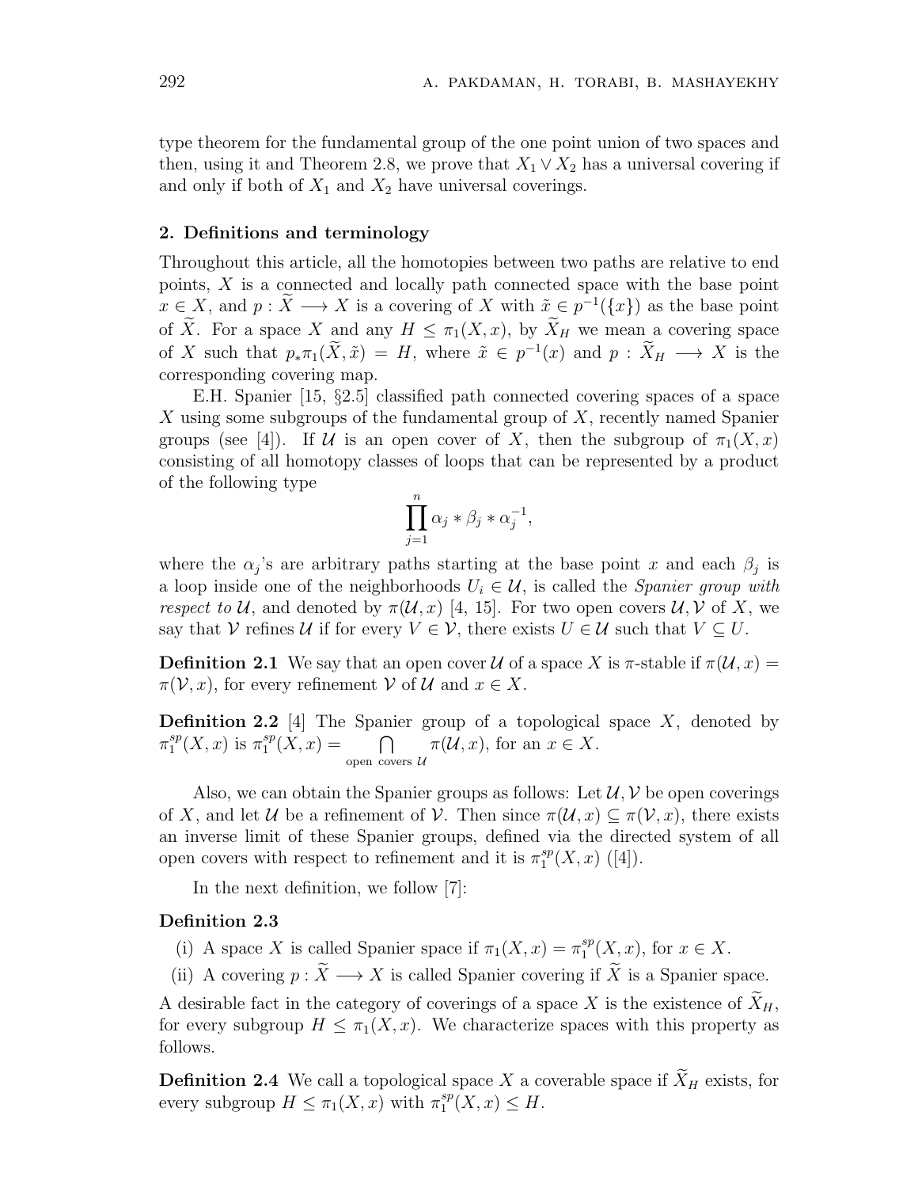type theorem for the fundamental group of the one point union of two spaces and then, using it and Theorem 2.8, we prove that $X_1 \vee X_2$ has a universal covering if and only if both of $X_1$ and $X_2$ have universal coverings.

## 2. Definitions and terminology

Throughout this article, all the homotopies between two paths are relative to end points, $X$ is a connected and locally path connected space with the base point $x \in X$, and $p : \widetilde{X} \longrightarrow X$ is a covering of $X$ with $\tilde{x} \in p^{-1}(\{x\})$ as the base point of $\widetilde{X}$. For a space $X$ and any $H \leq \pi_1(X, x)$, by $\widetilde{X}_H$ we mean a covering space of $X$ such that $p_*\pi_1(\widetilde{X}, \tilde{x}) = H$, where $\tilde{x} \in p^{-1}(x)$ and $p : \widetilde{X}_H \longrightarrow X$ is the corresponding covering map.

E.H. Spanier [15, §2.5] classified path connected covering spaces of a space $X$ using some subgroups of the fundamental group of $X$, recently named Spanier groups (see [4]). If $\mathcal{U}$ is an open cover of $X$, then the subgroup of $\pi_1(X, x)$ consisting of all homotopy classes of loops that can be represented by a product of the following type

$$\prod_{j=1}^{n} \alpha_j * \beta_j * \alpha_j^{-1},$$

where the $\alpha_j$'s are arbitrary paths starting at the base point $x$ and each $\beta_j$ is a loop inside one of the neighborhoods $U_i \in \mathcal{U}$, is called the *Spanier group with respect to* $\mathcal{U}$, and denoted by $\pi(\mathcal{U}, x)$ [4, 15]. For two open covers $\mathcal{U}, \mathcal{V}$ of $X$, we say that $\mathcal{V}$ refines $\mathcal{U}$ if for every $V \in \mathcal{V}$, there exists $U \in \mathcal{U}$ such that $V \subseteq U$.

**Definition 2.1** We say that an open cover $\mathcal{U}$ of a space $X$ is $\pi$-stable if $\pi(\mathcal{U}, x) = \pi(\mathcal{V}, x)$, for every refinement $\mathcal{V}$ of $\mathcal{U}$ and $x \in X$.

**Definition 2.2** [4] The Spanier group of a topological space $X$, denoted by $\pi_1^{sp}(X, x)$ is $\pi_1^{sp}(X, x) = \bigcap_{\text{open covers } \mathcal{U}} \pi(\mathcal{U}, x)$, for an $x \in X$.

Also, we can obtain the Spanier groups as follows: Let $\mathcal{U}, \mathcal{V}$ be open coverings of $X$, and let $\mathcal{U}$ be a refinement of $\mathcal{V}$. Then since $\pi(\mathcal{U}, x) \subseteq \pi(\mathcal{V}, x)$, there exists an inverse limit of these Spanier groups, defined via the directed system of all open covers with respect to refinement and it is $\pi_1^{sp}(X, x)$ ([4]).

In the next definition, we follow [7]:

**Definition 2.3**

(i) A space $X$ is called Spanier space if $\pi_1(X, x) = \pi_1^{sp}(X, x)$, for $x \in X$.

(ii) A covering $p : \widetilde{X} \longrightarrow X$ is called Spanier covering if $\widetilde{X}$ is a Spanier space.

A desirable fact in the category of coverings of a space $X$ is the existence of $\widetilde{X}_H$, for every subgroup $H \leq \pi_1(X, x)$. We characterize spaces with this property as follows:

**Definition 2.4** We call a topological space $X$ a coverable space if $\widetilde{X}_H$ exists, for every subgroup $H \leq \pi_1(X, x)$ with $\pi_1^{sp}(X, x) \leq H$.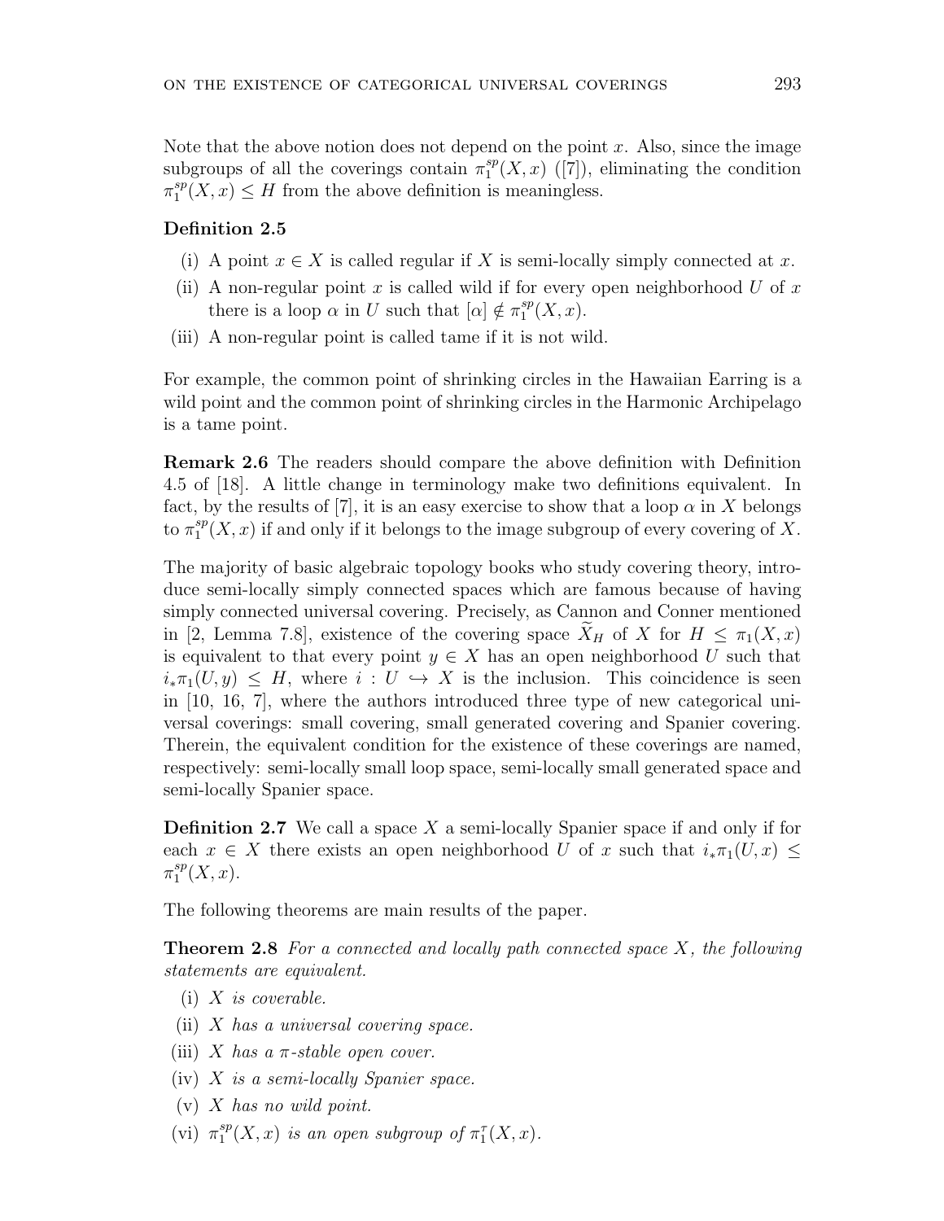Note that the above notion does not depend on the point $x$. Also, since the image subgroups of all the coverings contain $\pi_1^{sp}(X,x)$ ([7]), eliminating the condition $\pi_1^{sp}(X,x) \leq H$ from the above definition is meaningless.

**Definition 2.5**

(i) A point $x \in X$ is called regular if $X$ is semi-locally simply connected at $x$.

(ii) A non-regular point $x$ is called wild if for every open neighborhood $U$ of $x$ there is a loop $\alpha$ in $U$ such that $[\alpha] \notin \pi_1^{sp}(X,x)$.

(iii) A non-regular point is called tame if it is not wild.

For example, the common point of shrinking circles in the Hawaiian Earring is a wild point and the common point of shrinking circles in the Harmonic Archipelago is a tame point.

**Remark 2.6** The readers should compare the above definition with Definition 4.5 of [18]. A little change in terminology make two definitions equivalent. In fact, by the results of [7], it is an easy exercise to show that a loop $\alpha$ in $X$ belongs to $\pi_1^{sp}(X,x)$ if and only if it belongs to the image subgroup of every covering of $X$.

The majority of basic algebraic topology books who study covering theory, introduce semi-locally simply connected spaces which are famous because of having simply connected universal covering. Precisely, as Cannon and Conner mentioned in [2, Lemma 7.8], existence of the covering space $\widetilde{X}_H$ of $X$ for $H \leq \pi_1(X,x)$ is equivalent to that every point $y \in X$ has an open neighborhood $U$ such that $i_*\pi_1(U,y) \leq H$, where $i : U \hookrightarrow X$ is the inclusion. This coincidence is seen in [10, 16, 7], where the authors introduced three type of new categorical universal coverings: small covering, small generated covering and Spanier covering. Therein, the equivalent condition for the existence of these coverings are named, respectively: semi-locally small loop space, semi-locally small generated space and semi-locally Spanier space.

**Definition 2.7** We call a space $X$ a semi-locally Spanier space if and only if for each $x \in X$ there exists an open neighborhood $U$ of $x$ such that $i_*\pi_1(U,x) \leq \pi_1^{sp}(X,x)$.

The following theorems are main results of the paper.

**Theorem 2.8** *For a connected and locally path connected space $X$, the following statements are equivalent.*

(i) *$X$ is coverable.*

(ii) *$X$ has a universal covering space.*

(iii) *$X$ has a $\pi$-stable open cover.*

(iv) *$X$ is a semi-locally Spanier space.*

(v) *$X$ has no wild point.*

(vi) *$\pi_1^{sp}(X,x)$ is an open subgroup of $\pi_1^{\tau}(X,x)$.*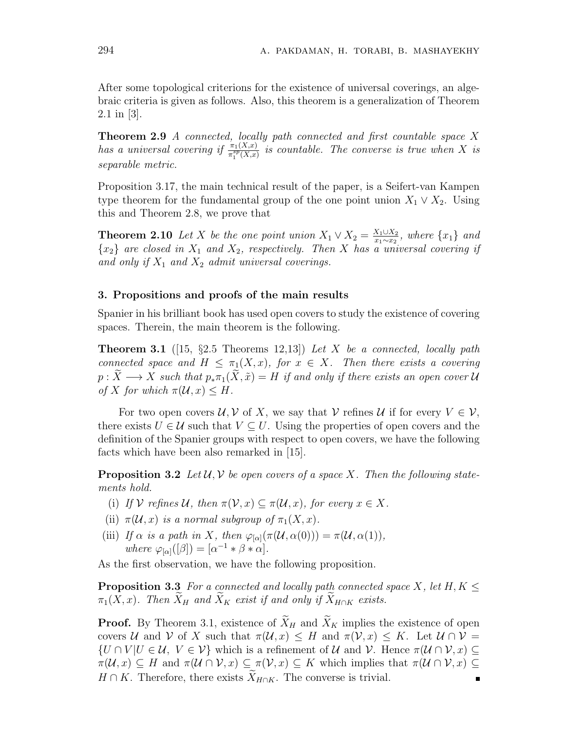After some topological criterions for the existence of universal coverings, an algebraic criteria is given as follows. Also, this theorem is a generalization of Theorem 2.1 in [3].

**Theorem 2.9** *A connected, locally path connected and first countable space $X$ has a universal covering if $\frac{\pi_1(X,x)}{\pi_1^{sp}(X,x)}$ is countable. The converse is true when $X$ is separable metric.*

Proposition 3.17, the main technical result of the paper, is a Seifert-van Kampen type theorem for the fundamental group of the one point union $X_1 \vee X_2$. Using this and Theorem 2.8, we prove that

**Theorem 2.10** *Let $X$ be the one point union $X_1 \vee X_2 = \frac{X_1 \cup X_2}{x_1 \sim x_2}$, where $\{x_1\}$ and $\{x_2\}$ are closed in $X_1$ and $X_2$, respectively. Then $X$ has a universal covering if and only if $X_1$ and $X_2$ admit universal coverings.*

### 3. Propositions and proofs of the main results

Spanier in his brilliant book has used open covers to study the existence of covering spaces. Therein, the main theorem is the following.

**Theorem 3.1** ([15, §2.5 Theorems 12,13]) *Let $X$ be a connected, locally path connected space and $H \leq \pi_1(X,x)$, for $x \in X$. Then there exists a covering $p : \widetilde{X} \longrightarrow X$ such that $p_*\pi_1(\widetilde{X},\tilde{x}) = H$ if and only if there exists an open cover $\mathcal{U}$ of $X$ for which $\pi(\mathcal{U},x) \leq H$.*

For two open covers $\mathcal{U}, \mathcal{V}$ of $X$, we say that $\mathcal{V}$ refines $\mathcal{U}$ if for every $V \in \mathcal{V}$, there exists $U \in \mathcal{U}$ such that $V \subseteq U$. Using the properties of open covers and the definition of the Spanier groups with respect to open covers, we have the following facts which have been also remarked in [15].

**Proposition 3.2** *Let $\mathcal{U}, \mathcal{V}$ be open covers of a space $X$. Then the following statements hold.*

- (i) *If $\mathcal{V}$ refines $\mathcal{U}$, then $\pi(\mathcal{V},x) \subseteq \pi(\mathcal{U},x)$, for every $x \in X$.*
- (ii) *$\pi(\mathcal{U},x)$ is a normal subgroup of $\pi_1(X,x)$.*
- (iii) *If $\alpha$ is a path in $X$, then $\varphi_{[\alpha]}(\pi(\mathcal{U},\alpha(0))) = \pi(\mathcal{U},\alpha(1))$, where $\varphi_{[\alpha]}([\beta]) = [\alpha^{-1} * \beta * \alpha]$.*

As the first observation, we have the following proposition.

**Proposition 3.3** *For a connected and locally path connected space $X$, let $H, K \leq \pi_1(X,x)$. Then $\widetilde{X}_H$ and $\widetilde{X}_K$ exist if and only if $\widetilde{X}_{H\cap K}$ exists.*

**Proof.** By Theorem 3.1, existence of $\widetilde{X}_H$ and $\widetilde{X}_K$ implies the existence of open covers $\mathcal{U}$ and $\mathcal{V}$ of $X$ such that $\pi(\mathcal{U},x) \leq H$ and $\pi(\mathcal{V},x) \leq K$. Let $\mathcal{U} \cap \mathcal{V} = \{U \cap V | U \in \mathcal{U},\ V \in \mathcal{V}\}$ which is a refinement of $\mathcal{U}$ and $\mathcal{V}$. Hence $\pi(\mathcal{U} \cap \mathcal{V},x) \subseteq \pi(\mathcal{U},x) \subseteq H$ and $\pi(\mathcal{U} \cap \mathcal{V},x) \subseteq \pi(\mathcal{V},x) \subseteq K$ which implies that $\pi(\mathcal{U} \cap \mathcal{V},x) \subseteq H \cap K$. Therefore, there exists $\widetilde{X}_{H\cap K}$. The converse is trivial. ∎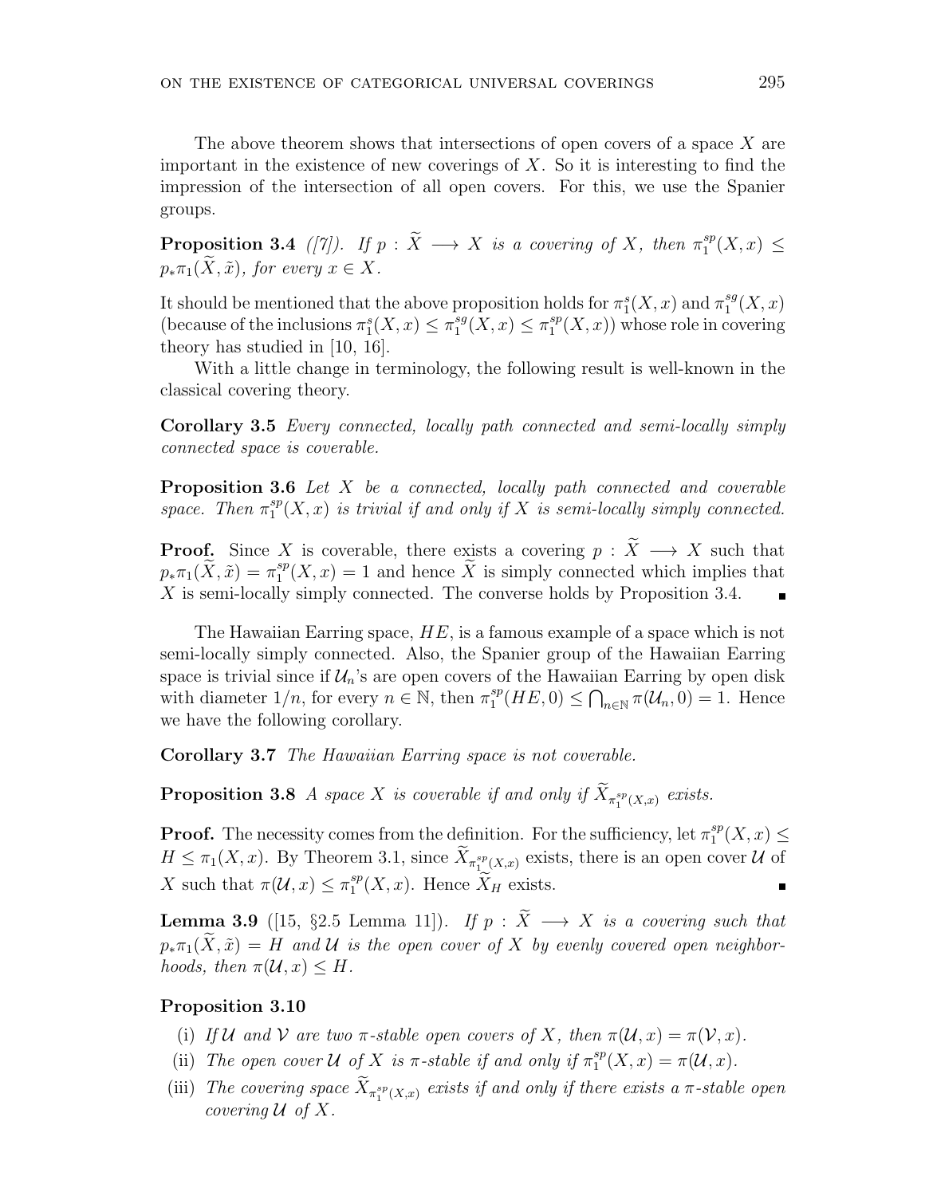The above theorem shows that intersections of open covers of a space $X$ are important in the existence of new coverings of $X$. So it is interesting to find the impression of the intersection of all open covers. For this, we use the Spanier groups.

**Proposition 3.4** *([7]). If $p : \widetilde{X} \longrightarrow X$ is a covering of $X$, then $\pi_1^{sp}(X, x) \leq p_*\pi_1(\widetilde{X}, \tilde{x})$, for every $x \in X$.*

It should be mentioned that the above proposition holds for $\pi_1^{s}(X, x)$ and $\pi_1^{sg}(X, x)$ (because of the inclusions $\pi_1^{s}(X, x) \leq \pi_1^{sg}(X, x) \leq \pi_1^{sp}(X, x)$) whose role in covering theory has studied in [10, 16].

With a little change in terminology, the following result is well-known in the classical covering theory.

**Corollary 3.5** *Every connected, locally path connected and semi-locally simply connected space is coverable.*

**Proposition 3.6** *Let $X$ be a connected, locally path connected and coverable space. Then $\pi_1^{sp}(X, x)$ is trivial if and only if $X$ is semi-locally simply connected.*

**Proof.** Since $X$ is coverable, there exists a covering $p : \widetilde{X} \longrightarrow X$ such that $p_*\pi_1(\widetilde{X}, \tilde{x}) = \pi_1^{sp}(X, x) = 1$ and hence $\widetilde{X}$ is simply connected which implies that $X$ is semi-locally simply connected. The converse holds by Proposition 3.4. ∎

The Hawaiian Earring space, $HE$, is a famous example of a space which is not semi-locally simply connected. Also, the Spanier group of the Hawaiian Earring space is trivial since if $\mathcal{U}_n$'s are open covers of the Hawaiian Earring by open disk with diameter $1/n$, for every $n \in \mathbb{N}$, then $\pi_1^{sp}(HE, 0) \leq \bigcap_{n\in\mathbb{N}} \pi(\mathcal{U}_n, 0) = 1$. Hence we have the following corollary.

**Corollary 3.7** *The Hawaiian Earring space is not coverable.*

**Proposition 3.8** *A space $X$ is coverable if and only if $\widetilde{X}_{\pi_1^{sp}(X,x)}$ exists.*

**Proof.** The necessity comes from the definition. For the sufficiency, let $\pi_1^{sp}(X, x) \leq H \leq \pi_1(X, x)$. By Theorem 3.1, since $\widetilde{X}_{\pi_1^{sp}(X,x)}$ exists, there is an open cover $\mathcal{U}$ of $X$ such that $\pi(\mathcal{U}, x) \leq \pi_1^{sp}(X, x)$. Hence $\widetilde{X}_H$ exists. ∎

**Lemma 3.9** ([15, §2.5 Lemma 11]). *If $p : \widetilde{X} \longrightarrow X$ is a covering such that $p_*\pi_1(\widetilde{X}, \tilde{x}) = H$ and $\mathcal{U}$ is the open cover of $X$ by evenly covered open neighborhoods, then $\pi(\mathcal{U}, x) \leq H$.*

**Proposition 3.10**

(i) *If $\mathcal{U}$ and $\mathcal{V}$ are two $\pi$-stable open covers of $X$, then $\pi(\mathcal{U}, x) = \pi(\mathcal{V}, x)$.*

(ii) *The open cover $\mathcal{U}$ of $X$ is $\pi$-stable if and only if $\pi_1^{sp}(X, x) = \pi(\mathcal{U}, x)$.*

(iii) *The covering space $\widetilde{X}_{\pi_1^{sp}(X,x)}$ exists if and only if there exists a $\pi$-stable open covering $\mathcal{U}$ of $X$.*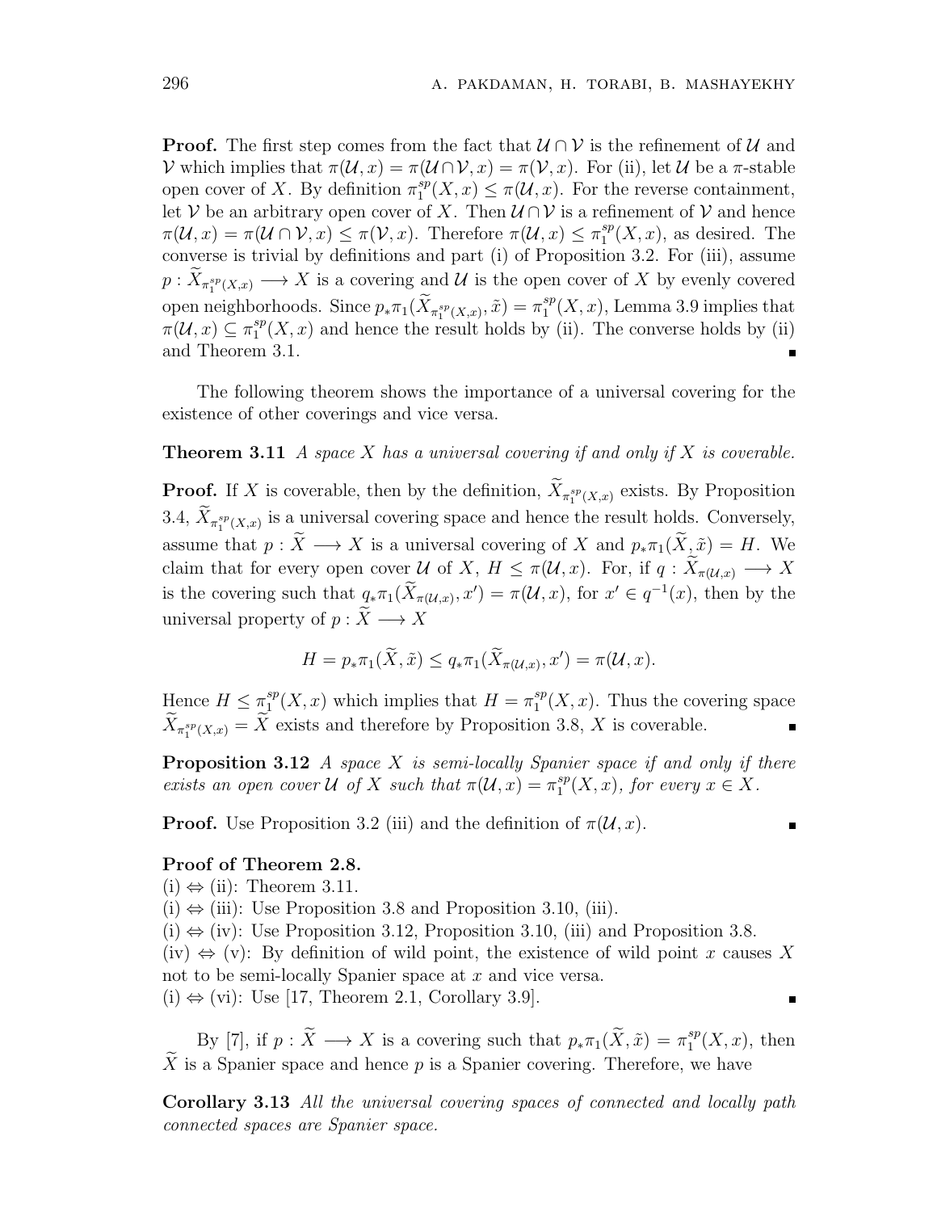**Proof.** The first step comes from the fact that $\mathcal{U} \cap \mathcal{V}$ is the refinement of $\mathcal{U}$ and $\mathcal{V}$ which implies that $\pi(\mathcal{U}, x) = \pi(\mathcal{U} \cap \mathcal{V}, x) = \pi(\mathcal{V}, x)$. For (ii), let $\mathcal{U}$ be a $\pi$-stable open cover of $X$. By definition $\pi_1^{sp}(X, x) \leq \pi(\mathcal{U}, x)$. For the reverse containment, let $\mathcal{V}$ be an arbitrary open cover of $X$. Then $\mathcal{U} \cap \mathcal{V}$ is a refinement of $\mathcal{V}$ and hence $\pi(\mathcal{U}, x) = \pi(\mathcal{U} \cap \mathcal{V}, x) \leq \pi(\mathcal{V}, x)$. Therefore $\pi(\mathcal{U}, x) \leq \pi_1^{sp}(X, x)$, as desired. The converse is trivial by definitions and part (i) of Proposition 3.2. For (iii), assume $p : \widetilde{X}_{\pi_1^{sp}(X,x)} \longrightarrow X$ is a covering and $\mathcal{U}$ is the open cover of $X$ by evenly covered open neighborhoods. Since $p_*\pi_1(\widetilde{X}_{\pi_1^{sp}(X,x)}, \tilde{x}) = \pi_1^{sp}(X, x)$, Lemma 3.9 implies that $\pi(\mathcal{U}, x) \subseteq \pi_1^{sp}(X, x)$ and hence the result holds by (ii). The converse holds by (ii) and Theorem 3.1. ∎

The following theorem shows the importance of a universal covering for the existence of other coverings and vice versa.

**Theorem 3.11** *A space $X$ has a universal covering if and only if $X$ is coverable.*

**Proof.** If $X$ is coverable, then by the definition, $\widetilde{X}_{\pi_1^{sp}(X,x)}$ exists. By Proposition 3.4, $\widetilde{X}_{\pi_1^{sp}(X,x)}$ is a universal covering space and hence the result holds. Conversely, assume that $p : \widetilde{X} \longrightarrow X$ is a universal covering of $X$ and $p_*\pi_1(\widetilde{X}, \tilde{x}) = H$. We claim that for every open cover $\mathcal{U}$ of $X$, $H \leq \pi(\mathcal{U}, x)$. For, if $q : \widetilde{X}_{\pi(\mathcal{U},x)} \longrightarrow X$ is the covering such that $q_*\pi_1(\widetilde{X}_{\pi(\mathcal{U},x)}, x') = \pi(\mathcal{U}, x)$, for $x' \in q^{-1}(x)$, then by the universal property of $p : \widetilde{X} \longrightarrow X$

$$H = p_*\pi_1(\widetilde{X}, \tilde{x}) \leq q_*\pi_1(\widetilde{X}_{\pi(\mathcal{U},x)}, x') = \pi(\mathcal{U}, x).$$

Hence $H \leq \pi_1^{sp}(X, x)$ which implies that $H = \pi_1^{sp}(X, x)$. Thus the covering space $\widetilde{X}_{\pi_1^{sp}(X,x)} = \widetilde{X}$ exists and therefore by Proposition 3.8, $X$ is coverable. ∎

**Proposition 3.12** *A space $X$ is semi-locally Spanier space if and only if there exists an open cover $\mathcal{U}$ of $X$ such that $\pi(\mathcal{U}, x) = \pi_1^{sp}(X, x)$, for every $x \in X$.*

**Proof.** Use Proposition 3.2 (iii) and the definition of $\pi(\mathcal{U}, x)$. ∎

**Proof of Theorem 2.8.**
(i) ⇔ (ii): Theorem 3.11.
(i) ⇔ (iii): Use Proposition 3.8 and Proposition 3.10, (iii).
(i) ⇔ (iv): Use Proposition 3.12, Proposition 3.10, (iii) and Proposition 3.8.
(iv) ⇔ (v): By definition of wild point, the existence of wild point $x$ causes $X$ not to be semi-locally Spanier space at $x$ and vice versa.
(i) ⇔ (vi): Use [17, Theorem 2.1, Corollary 3.9]. ∎

By [7], if $p : \widetilde{X} \longrightarrow X$ is a covering such that $p_*\pi_1(\widetilde{X}, \tilde{x}) = \pi_1^{sp}(X, x)$, then $\widetilde{X}$ is a Spanier space and hence $p$ is a Spanier covering. Therefore, we have

**Corollary 3.13** *All the universal covering spaces of connected and locally path connected spaces are Spanier space.*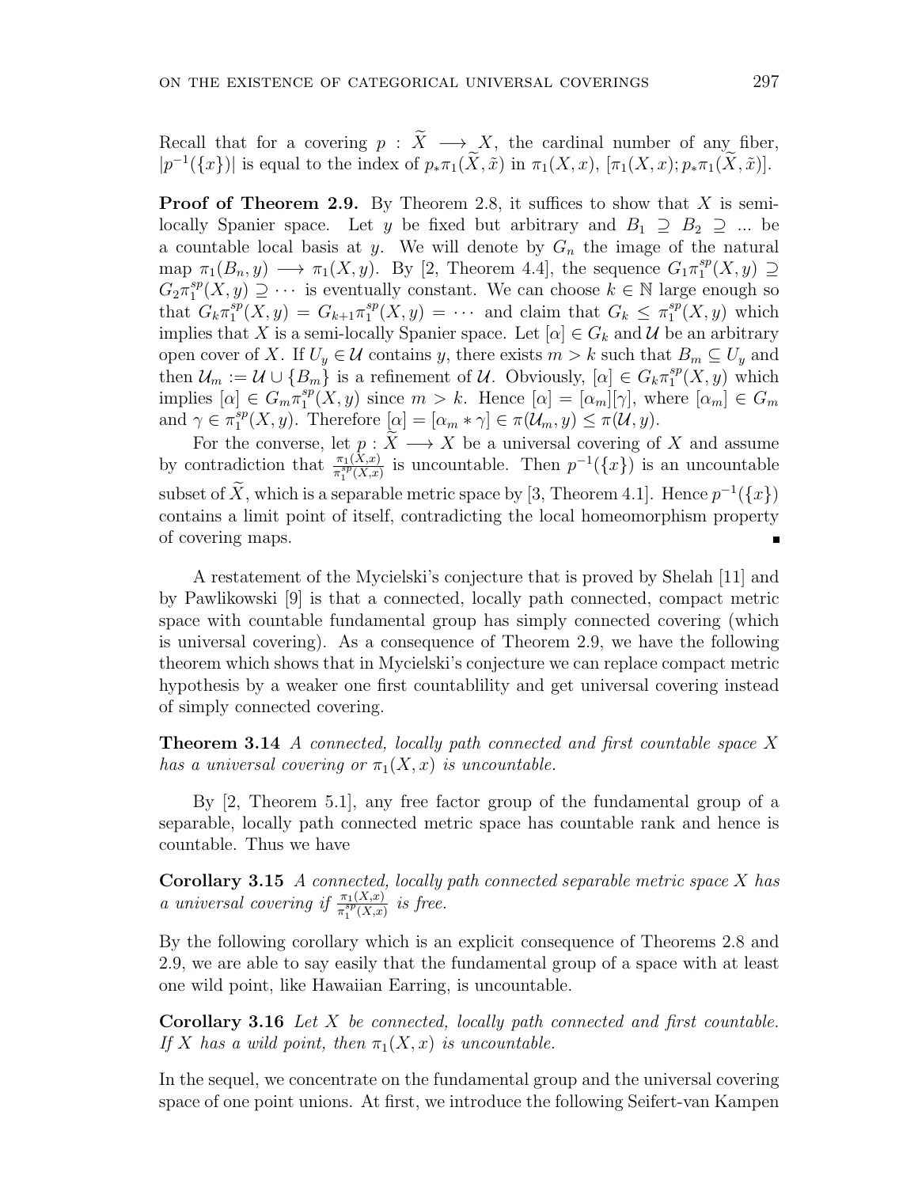Recall that for a covering $p : \widetilde{X} \longrightarrow X$, the cardinal number of any fiber, $|p^{-1}(\{x\})|$ is equal to the index of $p_*\pi_1(\widetilde{X}, \tilde{x})$ in $\pi_1(X, x)$, $[\pi_1(X, x); p_*\pi_1(\widetilde{X}, \tilde{x})]$.

**Proof of Theorem 2.9.** By Theorem 2.8, it suffices to show that $X$ is semi-locally Spanier space. Let $y$ be fixed but arbitrary and $B_1 \supseteq B_2 \supseteq ...$ be a countable local basis at $y$. We will denote by $G_n$ the image of the natural map $\pi_1(B_n, y) \longrightarrow \pi_1(X, y)$. By [2, Theorem 4.4], the sequence $G_1\pi_1^{sp}(X, y) \supseteq G_2\pi_1^{sp}(X, y) \supseteq \cdots$ is eventually constant. We can choose $k \in \mathbb{N}$ large enough so that $G_k\pi_1^{sp}(X, y) = G_{k+1}\pi_1^{sp}(X, y) = \cdots$ and claim that $G_k \leq \pi_1^{sp}(X, y)$ which implies that $X$ is a semi-locally Spanier space. Let $[\alpha] \in G_k$ and $\mathcal{U}$ be an arbitrary open cover of $X$. If $U_y \in \mathcal{U}$ contains $y$, there exists $m > k$ such that $B_m \subseteq U_y$ and then $\mathcal{U}_m := \mathcal{U} \cup \{B_m\}$ is a refinement of $\mathcal{U}$. Obviously, $[\alpha] \in G_k\pi_1^{sp}(X, y)$ which implies $[\alpha] \in G_m\pi_1^{sp}(X, y)$ since $m > k$. Hence $[\alpha] = [\alpha_m][\gamma]$, where $[\alpha_m] \in G_m$ and $\gamma \in \pi_1^{sp}(X, y)$. Therefore $[\alpha] = [\alpha_m * \gamma] \in \pi(\mathcal{U}_m, y) \leq \pi(\mathcal{U}, y)$.

For the converse, let $p : \widetilde{X} \longrightarrow X$ be a universal covering of $X$ and assume by contradiction that $\frac{\pi_1(X,x)}{\pi_1^{sp}(X,x)}$ is uncountable. Then $p^{-1}(\{x\})$ is an uncountable subset of $\widetilde{X}$, which is a separable metric space by [3, Theorem 4.1]. Hence $p^{-1}(\{x\})$ contains a limit point of itself, contradicting the local homeomorphism property of covering maps. ∎

A restatement of the Mycielski's conjecture that is proved by Shelah [11] and by Pawlikowski [9] is that a connected, locally path connected, compact metric space with countable fundamental group has simply connected covering (which is universal covering). As a consequence of Theorem 2.9, we have the following theorem which shows that in Mycielski's conjecture we can replace compact metric hypothesis by a weaker one first countablility and get universal covering instead of simply connected covering.

**Theorem 3.14** *A connected, locally path connected and first countable space $X$ has a universal covering or $\pi_1(X, x)$ is uncountable.*

By [2, Theorem 5.1], any free factor group of the fundamental group of a separable, locally path connected metric space has countable rank and hence is countable. Thus we have

**Corollary 3.15** *A connected, locally path connected separable metric space $X$ has a universal covering if $\frac{\pi_1(X,x)}{\pi_1^{sp}(X,x)}$ is free.*

By the following corollary which is an explicit consequence of Theorems 2.8 and 2.9, we are able to say easily that the fundamental group of a space with at least one wild point, like Hawaiian Earring, is uncountable.

**Corollary 3.16** *Let $X$ be connected, locally path connected and first countable. If $X$ has a wild point, then $\pi_1(X, x)$ is uncountable.*

In the sequel, we concentrate on the fundamental group and the universal covering space of one point unions. At first, we introduce the following Seifert-van Kampen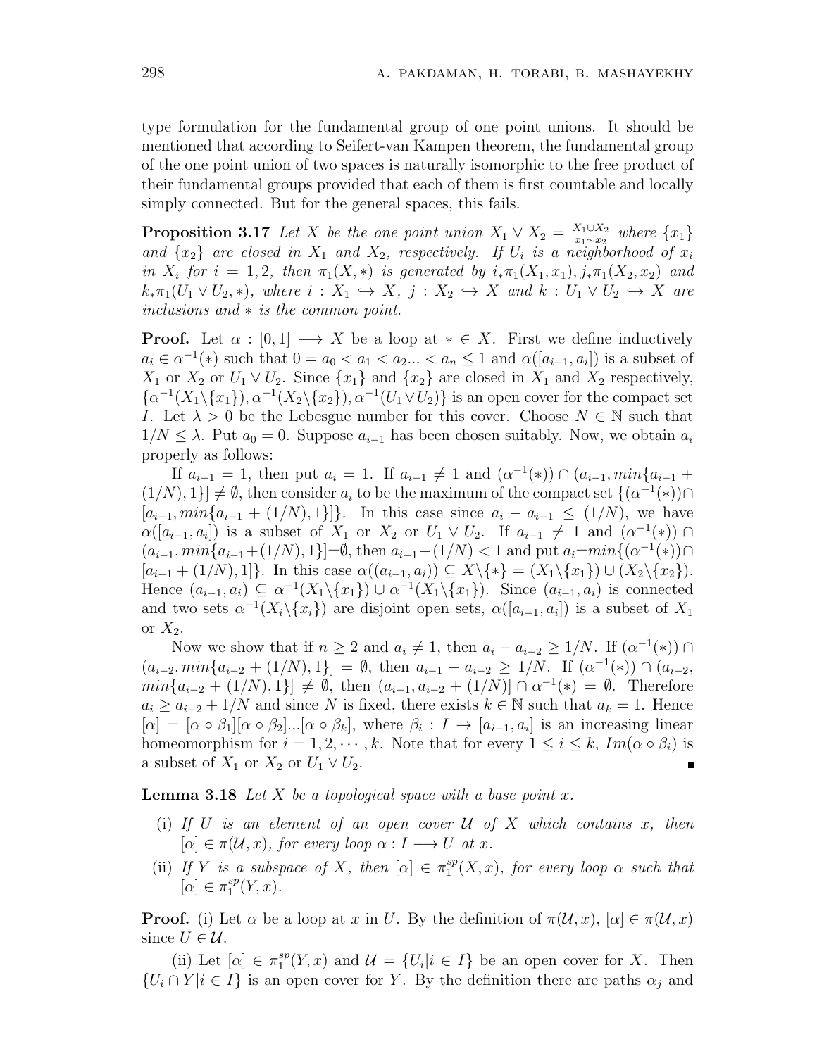type formulation for the fundamental group of one point unions. It should be mentioned that according to Seifert-van Kampen theorem, the fundamental group of the one point union of two spaces is naturally isomorphic to the free product of their fundamental groups provided that each of them is first countable and locally simply connected. But for the general spaces, this fails.

**Proposition 3.17** *Let $X$ be the one point union $X_1 \vee X_2 = \frac{X_1 \cup X_2}{x_1 \sim x_2}$ where $\{x_1\}$ and $\{x_2\}$ are closed in $X_1$ and $X_2$, respectively. If $U_i$ is a neighborhood of $x_i$ in $X_i$ for $i = 1, 2$, then $\pi_1(X, *)$ is generated by $i_*\pi_1(X_1, x_1), j_*\pi_1(X_2, x_2)$ and $k_*\pi_1(U_1 \vee U_2, *)$, where $i : X_1 \hookrightarrow X$, $j : X_2 \hookrightarrow X$ and $k : U_1 \vee U_2 \hookrightarrow X$ are inclusions and $*$ is the common point.*

**Proof.** Let $\alpha : [0, 1] \longrightarrow X$ be a loop at $* \in X$. First we define inductively $a_i \in \alpha^{-1}(*)$ such that $0 = a_0 < a_1 < a_2 ... < a_n \leq 1$ and $\alpha([a_{i-1}, a_i])$ is a subset of $X_1$ or $X_2$ or $U_1 \vee U_2$. Since $\{x_1\}$ and $\{x_2\}$ are closed in $X_1$ and $X_2$ respectively, $\{\alpha^{-1}(X_1 \backslash \{x_1\}), \alpha^{-1}(X_2 \backslash \{x_2\}), \alpha^{-1}(U_1 \vee U_2)\}$ is an open cover for the compact set $I$. Let $\lambda > 0$ be the Lebesgue number for this cover. Choose $N \in \mathbb{N}$ such that $1/N \leq \lambda$. Put $a_0 = 0$. Suppose $a_{i-1}$ has been chosen suitably. Now, we obtain $a_i$ properly as follows:

If $a_{i-1} = 1$, then put $a_i = 1$. If $a_{i-1} \neq 1$ and $(\alpha^{-1}(*)) \cap (a_{i-1}, min\{a_{i-1} + (1/N), 1\}] \neq \emptyset$, then consider $a_i$ to be the maximum of the compact set $\{(\alpha^{-1}(*)) \cap [a_{i-1}, min\{a_{i-1} + (1/N), 1\}]\}$. In this case since $a_i - a_{i-1} \leq (1/N)$, we have $\alpha([a_{i-1}, a_i])$ is a subset of $X_1$ or $X_2$ or $U_1 \vee U_2$. If $a_{i-1} \neq 1$ and $(\alpha^{-1}(*)) \cap (a_{i-1}, min\{a_{i-1} + (1/N), 1\}] = \emptyset$, then $a_{i-1} + (1/N) < 1$ and put $a_i = min\{(\alpha^{-1}(*)) \cap [a_{i-1} + (1/N), 1]\}$. In this case $\alpha((a_{i-1}, a_i)) \subseteq X \backslash \{*\} = (X_1 \backslash \{x_1\}) \cup (X_2 \backslash \{x_2\})$. Hence $(a_{i-1}, a_i) \subseteq \alpha^{-1}(X_1 \backslash \{x_1\}) \cup \alpha^{-1}(X_1 \backslash \{x_1\})$. Since $(a_{i-1}, a_i)$ is connected and two sets $\alpha^{-1}(X_i \backslash \{x_i\})$ are disjoint open sets, $\alpha([a_{i-1}, a_i])$ is a subset of $X_1$ or $X_2$.

Now we show that if $n \geq 2$ and $a_i \neq 1$, then $a_i - a_{i-2} \geq 1/N$. If $(\alpha^{-1}(*)) \cap (a_{i-2}, min\{a_{i-2} + (1/N), 1\}] = \emptyset$, then $a_{i-1} - a_{i-2} \geq 1/N$. If $(\alpha^{-1}(*)) \cap (a_{i-2}, min\{a_{i-2} + (1/N), 1\}] \neq \emptyset$, then $(a_{i-1}, a_{i-2} + (1/N)] \cap \alpha^{-1}(*) = \emptyset$. Therefore $a_i \geq a_{i-2} + 1/N$ and since $N$ is fixed, there exists $k \in \mathbb{N}$ such that $a_k = 1$. Hence $[\alpha] = [\alpha \circ \beta_1][\alpha \circ \beta_2]...[\alpha \circ \beta_k]$, where $\beta_i : I \to [a_{i-1}, a_i]$ is an increasing linear homeomorphism for $i = 1, 2, \cdots, k$. Note that for every $1 \leq i \leq k$, $Im(\alpha \circ \beta_i)$ is a subset of $X_1$ or $X_2$ or $U_1 \vee U_2$. ∎

**Lemma 3.18** *Let $X$ be a topological space with a base point $x$.*

- (i) *If $U$ is an element of an open cover $\mathcal{U}$ of $X$ which contains $x$, then $[\alpha] \in \pi(\mathcal{U}, x)$, for every loop $\alpha : I \longrightarrow U$ at $x$.*
- (ii) *If $Y$ is a subspace of $X$, then $[\alpha] \in \pi_1^{sp}(X, x)$, for every loop $\alpha$ such that $[\alpha] \in \pi_1^{sp}(Y, x)$.*

**Proof.** (i) Let $\alpha$ be a loop at $x$ in $U$. By the definition of $\pi(\mathcal{U}, x)$, $[\alpha] \in \pi(\mathcal{U}, x)$ since $U \in \mathcal{U}$.

(ii) Let $[\alpha] \in \pi_1^{sp}(Y, x)$ and $\mathcal{U} = \{U_i | i \in I\}$ be an open cover for $X$. Then $\{U_i \cap Y | i \in I\}$ is an open cover for $Y$. By the definition there are paths $\alpha_j$ and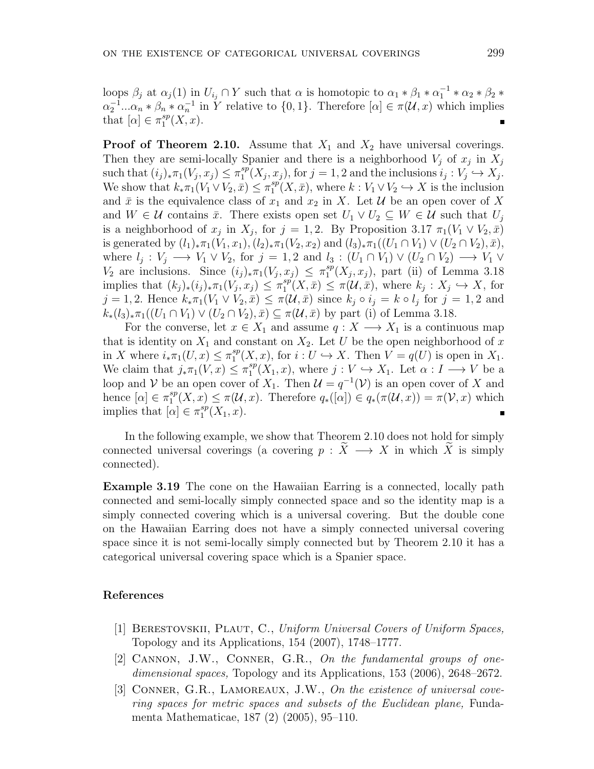loops $\beta_j$ at $\alpha_j(1)$ in $U_{i_j} \cap Y$ such that $\alpha$ is homotopic to $\alpha_1 * \beta_1 * \alpha_1^{-1} * \alpha_2 * \beta_2 * \alpha_2^{-1} ... \alpha_n * \beta_n * \alpha_n^{-1}$ in $Y$ relative to $\{0, 1\}$. Therefore $[\alpha] \in \pi(\mathcal{U}, x)$ which implies that $[\alpha] \in \pi_1^{sp}(X, x)$. ∎

**Proof of Theorem 2.10.** Assume that $X_1$ and $X_2$ have universal coverings. Then they are semi-locally Spanier and there is a neighborhood $V_j$ of $x_j$ in $X_j$ such that $(i_j)_*\pi_1(V_j, x_j) \leq \pi_1^{sp}(X_j, x_j)$, for $j = 1, 2$ and the inclusions $i_j : V_j \hookrightarrow X_j$. We show that $k_*\pi_1(V_1 \vee V_2, \bar{x}) \leq \pi_1^{sp}(X, \bar{x})$, where $k : V_1 \vee V_2 \hookrightarrow X$ is the inclusion and $\bar{x}$ is the equivalence class of $x_1$ and $x_2$ in $X$. Let $\mathcal{U}$ be an open cover of $X$ and $W \in \mathcal{U}$ contains $\bar{x}$. There exists open set $U_1 \vee U_2 \subseteq W \in \mathcal{U}$ such that $U_j$ is a neighborhood of $x_j$ in $X_j$, for $j = 1, 2$. By Proposition 3.17 $\pi_1(V_1 \vee V_2, \bar{x})$ is generated by $(l_1)_*\pi_1(V_1, x_1), (l_2)_*\pi_1(V_2, x_2)$ and $(l_3)_*\pi_1((U_1 \cap V_1) \vee (U_2 \cap V_2), \bar{x})$, where $l_j : V_j \longrightarrow V_1 \vee V_2$, for $j = 1, 2$ and $l_3 : (U_1 \cap V_1) \vee (U_2 \cap V_2) \longrightarrow V_1 \vee V_2$ are inclusions. Since $(i_j)_*\pi_1(V_j, x_j) \leq \pi_1^{sp}(X_j, x_j)$, part (ii) of Lemma 3.18 implies that $(k_j)_*(i_j)_*\pi_1(V_j, x_j) \leq \pi_1^{sp}(X, \bar{x}) \leq \pi(\mathcal{U}, \bar{x})$, where $k_j : X_j \hookrightarrow X$, for $j = 1, 2$. Hence $k_*\pi_1(V_1 \vee V_2, \bar{x}) \leq \pi(\mathcal{U}, \bar{x})$ since $k_j \circ i_j = k \circ l_j$ for $j = 1, 2$ and $k_*(l_3)_*\pi_1((U_1 \cap V_1) \vee (U_2 \cap V_2), \bar{x}) \subseteq \pi(\mathcal{U}, \bar{x})$ by part (i) of Lemma 3.18.

For the converse, let $x \in X_1$ and assume $q : X \longrightarrow X_1$ is a continuous map that is identity on $X_1$ and constant on $X_2$. Let $U$ be the open neighborhood of $x$ in $X$ where $i_*\pi_1(U, x) \leq \pi_1^{sp}(X, x)$, for $i : U \hookrightarrow X$. Then $V = q(U)$ is open in $X_1$. We claim that $j_*\pi_1(V, x) \leq \pi_1^{sp}(X_1, x)$, where $j : V \hookrightarrow X_1$. Let $\alpha : I \longrightarrow V$ be a loop and $\mathcal{V}$ be an open cover of $X_1$. Then $\mathcal{U} = q^{-1}(\mathcal{V})$ is an open cover of $X$ and hence $[\alpha] \in \pi_1^{sp}(X, x) \leq \pi(\mathcal{U}, x)$. Therefore $q_*([\alpha]) \in q_*(\pi(\mathcal{U}, x)) = \pi(\mathcal{V}, x)$ which implies that $[\alpha] \in \pi_1^{sp}(X_1, x)$. ∎

In the following example, we show that Theorem 2.10 does not hold for simply connected universal coverings (a covering $p : \widetilde{X} \longrightarrow X$ in which $\widetilde{X}$ is simply connected).

**Example 3.19** The cone on the Hawaiian Earring is a connected, locally path connected and semi-locally simply connected space and so the identity map is a simply connected covering which is a universal covering. But the double cone on the Hawaiian Earring does not have a simply connected universal covering space since it is not semi-locally simply connected but by Theorem 2.10 it has a categorical universal covering space which is a Spanier space.

## References

[1] Berestovskii, Plaut, C., *Uniform Universal Covers of Uniform Spaces,* Topology and its Applications, 154 (2007), 1748–1777.

[2] Cannon, J.W., Conner, G.R., *On the fundamental groups of one-dimensional spaces,* Topology and its Applications, 153 (2006), 2648–2672.

[3] Conner, G.R., Lamoreaux, J.W., *On the existence of universal covering spaces for metric spaces and subsets of the Euclidean plane,* Fundamenta Mathematicae, 187 (2) (2005), 95–110.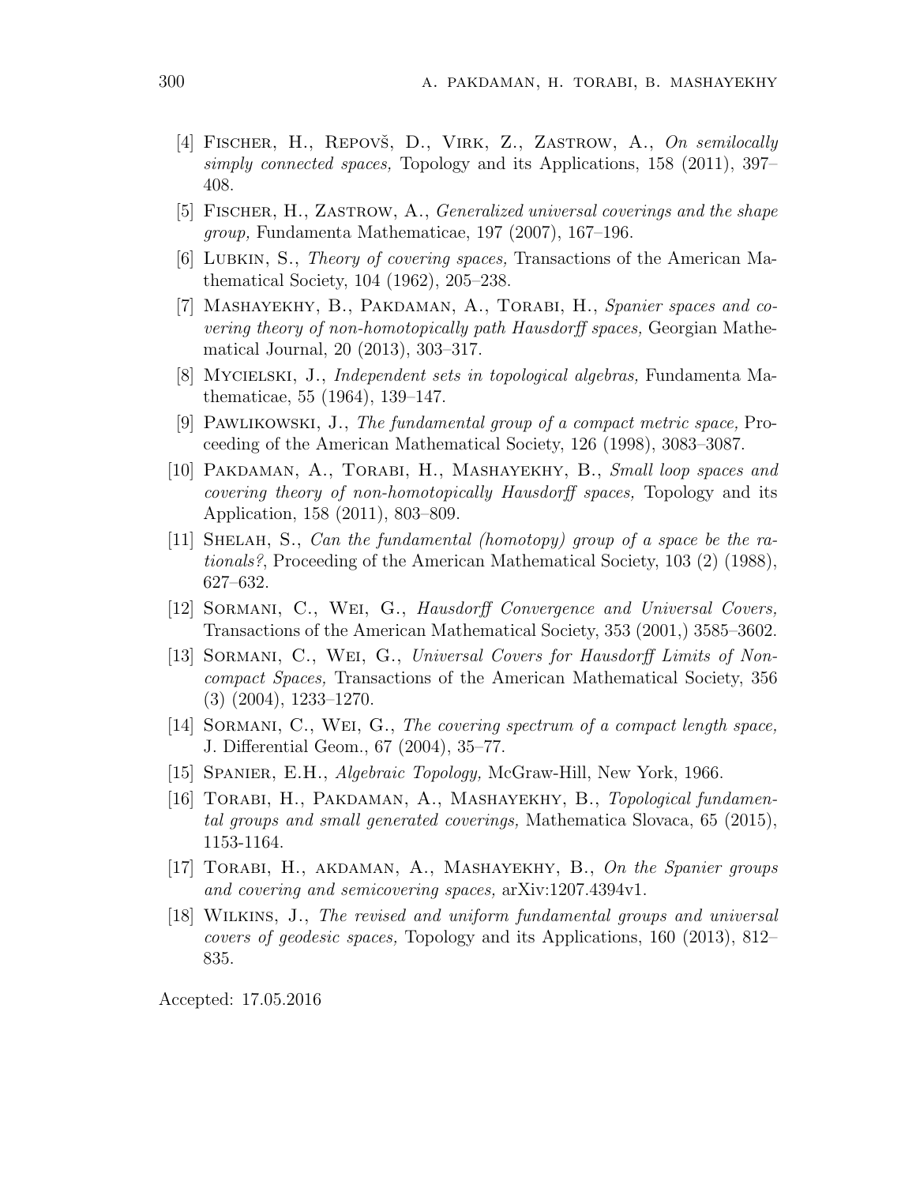[4] Fischer, H., Repovš, D., Virk, Z., Zastrow, A., *On semilocally simply connected spaces,* Topology and its Applications, 158 (2011), 397–408.

[5] Fischer, H., Zastrow, A., *Generalized universal coverings and the shape group,* Fundamenta Mathematicae, 197 (2007), 167–196.

[6] Lubkin, S., *Theory of covering spaces,* Transactions of the American Mathematical Society, 104 (1962), 205–238.

[7] Mashayekhy, B., Pakdaman, A., Torabi, H., *Spanier spaces and covering theory of non-homotopically path Hausdorff spaces,* Georgian Mathematical Journal, 20 (2013), 303–317.

[8] Mycielski, J., *Independent sets in topological algebras,* Fundamenta Mathematicae, 55 (1964), 139–147.

[9] Pawlikowski, J., *The fundamental group of a compact metric space,* Proceeding of the American Mathematical Society, 126 (1998), 3083–3087.

[10] Pakdaman, A., Torabi, H., Mashayekhy, B., *Small loop spaces and covering theory of non-homotopically Hausdorff spaces,* Topology and its Application, 158 (2011), 803–809.

[11] Shelah, S., *Can the fundamental (homotopy) group of a space be the rationals?*, Proceeding of the American Mathematical Society, 103 (2) (1988), 627–632.

[12] Sormani, C., Wei, G., *Hausdorff Convergence and Universal Covers,* Transactions of the American Mathematical Society, 353 (2001,) 3585–3602.

[13] Sormani, C., Wei, G., *Universal Covers for Hausdorff Limits of Noncompact Spaces,* Transactions of the American Mathematical Society, 356 (3) (2004), 1233–1270.

[14] Sormani, C., Wei, G., *The covering spectrum of a compact length space,* J. Differential Geom., 67 (2004), 35–77.

[15] Spanier, E.H., *Algebraic Topology,* McGraw-Hill, New York, 1966.

[16] Torabi, H., Pakdaman, A., Mashayekhy, B., *Topological fundamental groups and small generated coverings,* Mathematica Slovaca, 65 (2015), 1153-1164.

[17] Torabi, H., akdaman, A., Mashayekhy, B., *On the Spanier groups and covering and semicovering spaces,* arXiv:1207.4394v1.

[18] Wilkins, J., *The revised and uniform fundamental groups and universal covers of geodesic spaces,* Topology and its Applications, 160 (2013), 812–835.

Accepted: 17.05.2016